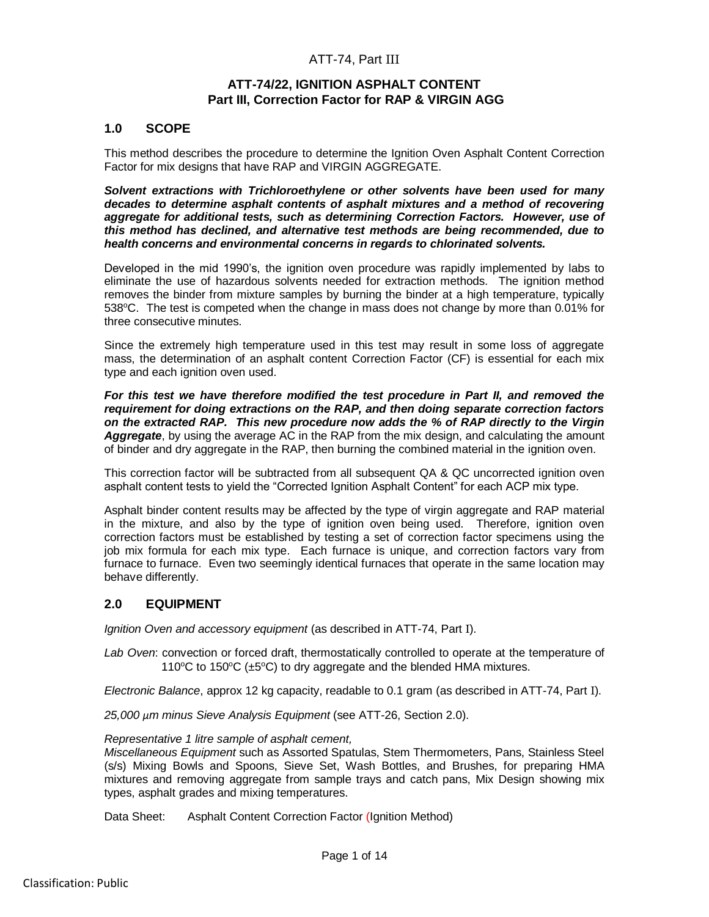# ATT-74/22, IGNITION ASPHALT CONTENT
## Part III, Correction Factor for RAP & VIRGIN AGG

## 1.0 SCOPE

This method describes the procedure to determine the Ignition Oven Asphalt Content Correction Factor for mix designs that have RAP and VIRGIN AGGREGATE.

***Solvent extractions with Trichloroethylene or other solvents have been used for many decades to determine asphalt contents of asphalt mixtures and a method of recovering aggregate for additional tests, such as determining Correction Factors. However, use of this method has declined, and alternative test methods are being recommended, due to health concerns and environmental concerns in regards to chlorinated solvents.***

Developed in the mid 1990's, the ignition oven procedure was rapidly implemented by labs to eliminate the use of hazardous solvents needed for extraction methods. The ignition method removes the binder from mixture samples by burning the binder at a high temperature, typically 538°C. The test is competed when the change in mass does not change by more than 0.01% for three consecutive minutes.

Since the extremely high temperature used in this test may result in some loss of aggregate mass, the determination of an asphalt content Correction Factor (CF) is essential for each mix type and each ignition oven used.

***For this test we have therefore modified the test procedure in Part II, and removed the requirement for doing extractions on the RAP, and then doing separate correction factors on the extracted RAP. This new procedure now adds the % of RAP directly to the Virgin Aggregate***, by using the average AC in the RAP from the mix design, and calculating the amount of binder and dry aggregate in the RAP, then burning the combined material in the ignition oven.

This correction factor will be subtracted from all subsequent QA & QC uncorrected ignition oven asphalt content tests to yield the "Corrected Ignition Asphalt Content" for each ACP mix type.

Asphalt binder content results may be affected by the type of virgin aggregate and RAP material in the mixture, and also by the type of ignition oven being used. Therefore, ignition oven correction factors must be established by testing a set of correction factor specimens using the job mix formula for each mix type. Each furnace is unique, and correction factors vary from furnace to furnace. Even two seemingly identical furnaces that operate in the same location may behave differently.

## 2.0 EQUIPMENT

*Ignition Oven and accessory equipment* (as described in ATT-74, Part I).

*Lab Oven*: convection or forced draft, thermostatically controlled to operate at the temperature of 110°C to 150°C (±5°C) to dry aggregate and the blended HMA mixtures.

*Electronic Balance*, approx 12 kg capacity, readable to 0.1 gram (as described in ATT-74, Part I).

*25,000 µm minus Sieve Analysis Equipment* (see ATT-26, Section 2.0).

*Representative 1 litre sample of asphalt cement,*
*Miscellaneous Equipment* such as Assorted Spatulas, Stem Thermometers, Pans, Stainless Steel (s/s) Mixing Bowls and Spoons, Sieve Set, Wash Bottles, and Brushes, for preparing HMA mixtures and removing aggregate from sample trays and catch pans, Mix Design showing mix types, asphalt grades and mixing temperatures.

Data Sheet: Asphalt Content Correction Factor (Ignition Method)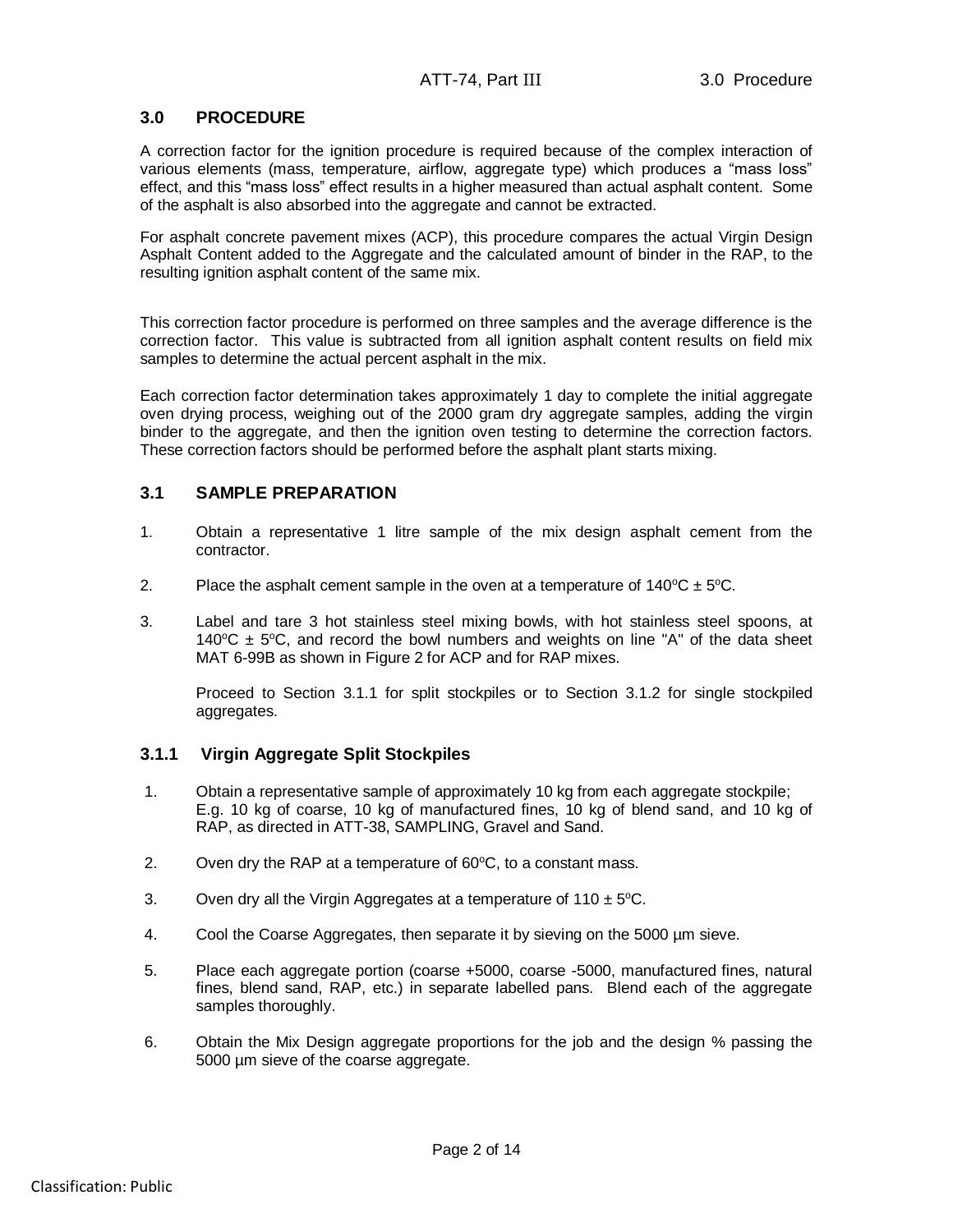## 3.0 PROCEDURE

A correction factor for the ignition procedure is required because of the complex interaction of various elements (mass, temperature, airflow, aggregate type) which produces a "mass loss" effect, and this "mass loss" effect results in a higher measured than actual asphalt content. Some of the asphalt is also absorbed into the aggregate and cannot be extracted.

For asphalt concrete pavement mixes (ACP), this procedure compares the actual Virgin Design Asphalt Content added to the Aggregate and the calculated amount of binder in the RAP, to the resulting ignition asphalt content of the same mix.

This correction factor procedure is performed on three samples and the average difference is the correction factor. This value is subtracted from all ignition asphalt content results on field mix samples to determine the actual percent asphalt in the mix.

Each correction factor determination takes approximately 1 day to complete the initial aggregate oven drying process, weighing out of the 2000 gram dry aggregate samples, adding the virgin binder to the aggregate, and then the ignition oven testing to determine the correction factors. These correction factors should be performed before the asphalt plant starts mixing.

### 3.1 SAMPLE PREPARATION

1. Obtain a representative 1 litre sample of the mix design asphalt cement from the contractor.
2. Place the asphalt cement sample in the oven at a temperature of 140ºC ± 5ºC.
3. Label and tare 3 hot stainless steel mixing bowls, with hot stainless steel spoons, at 140ºC ± 5ºC, and record the bowl numbers and weights on line "A" of the data sheet MAT 6-99B as shown in Figure 2 for ACP and for RAP mixes.

   Proceed to Section 3.1.1 for split stockpiles or to Section 3.1.2 for single stockpiled aggregates.

#### 3.1.1 Virgin Aggregate Split Stockpiles

1. Obtain a representative sample of approximately 10 kg from each aggregate stockpile; E.g. 10 kg of coarse, 10 kg of manufactured fines, 10 kg of blend sand, and 10 kg of RAP, as directed in ATT-38, SAMPLING, Gravel and Sand.
2. Oven dry the RAP at a temperature of 60ºC, to a constant mass.
3. Oven dry all the Virgin Aggregates at a temperature of 110 ± 5ºC.
4. Cool the Coarse Aggregates, then separate it by sieving on the 5000 µm sieve.
5. Place each aggregate portion (coarse +5000, coarse -5000, manufactured fines, natural fines, blend sand, RAP, etc.) in separate labelled pans. Blend each of the aggregate samples thoroughly.
6. Obtain the Mix Design aggregate proportions for the job and the design % passing the 5000 µm sieve of the coarse aggregate.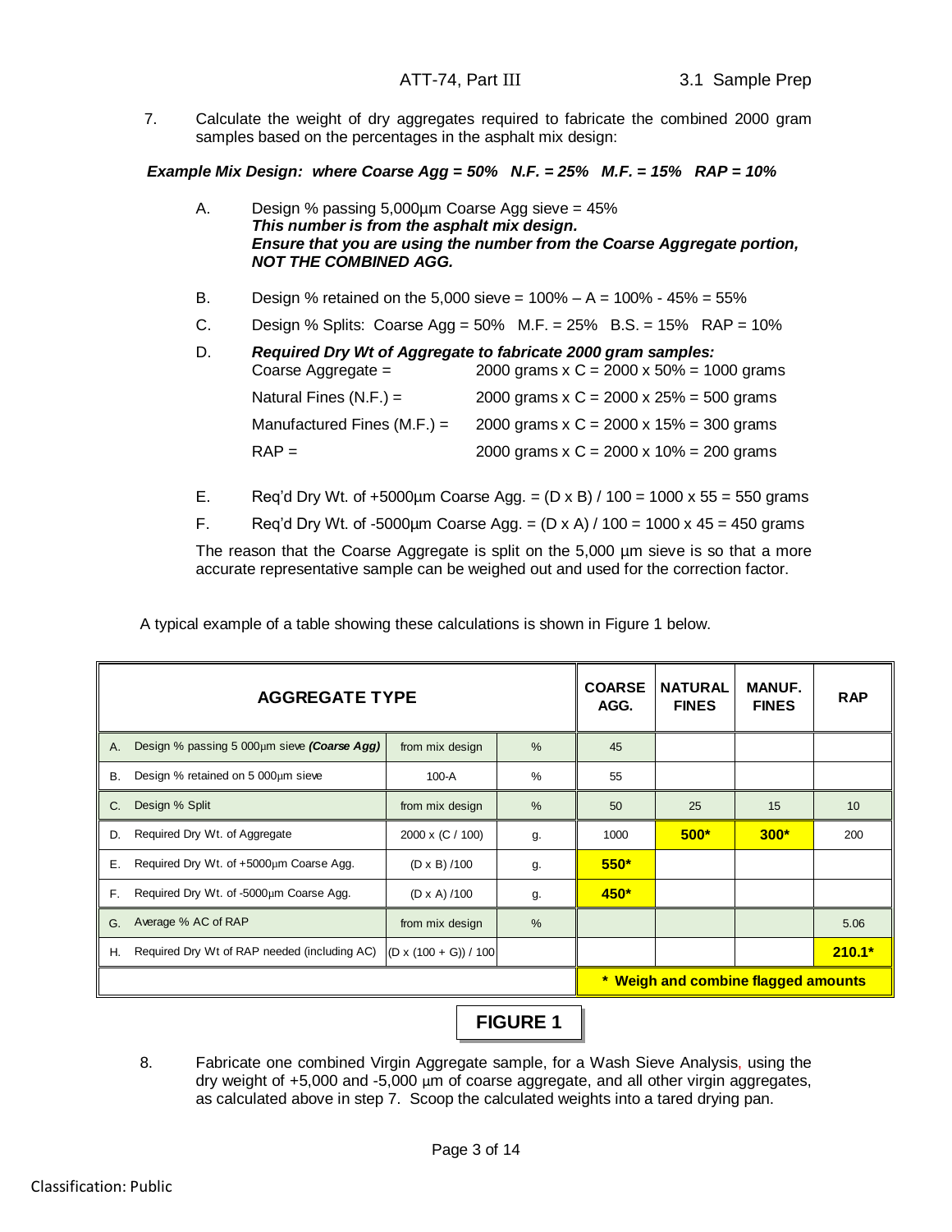7. Calculate the weight of dry aggregates required to fabricate the combined 2000 gram samples based on the percentages in the asphalt mix design:

***Example Mix Design: where Coarse Agg = 50% N.F. = 25% M.F. = 15% RAP = 10%***

A. Design % passing 5,000µm Coarse Agg sieve = 45%
***This number is from the asphalt mix design.***
***Ensure that you are using the number from the Coarse Aggregate portion, NOT THE COMBINED AGG.***

B. Design % retained on the 5,000 sieve = 100% – A = 100% - 45% = 55%

C. Design % Splits: Coarse Agg = 50% M.F. = 25% B.S. = 15% RAP = 10%

D. ***Required Dry Wt of Aggregate to fabricate 2000 gram samples:***

| | |
|---|---|
| Coarse Aggregate = | 2000 grams x C = 2000 x 50% = 1000 grams |
| Natural Fines (N.F.) = | 2000 grams x C = 2000 x 25% = 500 grams |
| Manufactured Fines (M.F.) = | 2000 grams x C = 2000 x 15% = 300 grams |
| RAP = | 2000 grams x C = 2000 x 10% = 200 grams |

E. Req'd Dry Wt. of +5000µm Coarse Agg. = (D x B) / 100 = 1000 x 55 = 550 grams

F. Req'd Dry Wt. of -5000µm Coarse Agg. = (D x A) / 100 = 1000 x 45 = 450 grams

The reason that the Coarse Aggregate is split on the 5,000 µm sieve is so that a more accurate representative sample can be weighed out and used for the correction factor.

A typical example of a table showing these calculations is shown in Figure 1 below.

| AGGREGATE TYPE | | | COARSE AGG. | NATURAL FINES | MANUF. FINES | RAP |
|---|---|---|---|---|---|---|
| A. Design % passing 5 000µm sieve ***(Coarse Agg)*** | from mix design | % | 45 | | | |
| B. Design % retained on 5 000µm sieve | 100-A | % | 55 | | | |
| C. Design % Split | from mix design | % | 50 | 25 | 15 | 10 |
| D. Required Dry Wt. of Aggregate | 2000 x (C / 100) | g. | 1000 | **500*** | **300*** | 200 |
| E. Required Dry Wt. of +5000µm Coarse Agg. | (D x B) /100 | g. | **550*** | | | |
| F. Required Dry Wt. of -5000µm Coarse Agg. | (D x A) /100 | g. | **450*** | | | |
| G. Average % AC of RAP | from mix design | % | | | | 5.06 |
| H. Required Dry Wt of RAP needed (including AC) | (D x (100 + G)) / 100 | | | | | **210.1*** |
| | | | **\* Weigh and combine flagged amounts** | | | |

**FIGURE 1**

8. Fabricate one combined Virgin Aggregate sample, for a Wash Sieve Analysis, using the dry weight of +5,000 and -5,000 µm of coarse aggregate, and all other virgin aggregates, as calculated above in step 7. Scoop the calculated weights into a tared drying pan.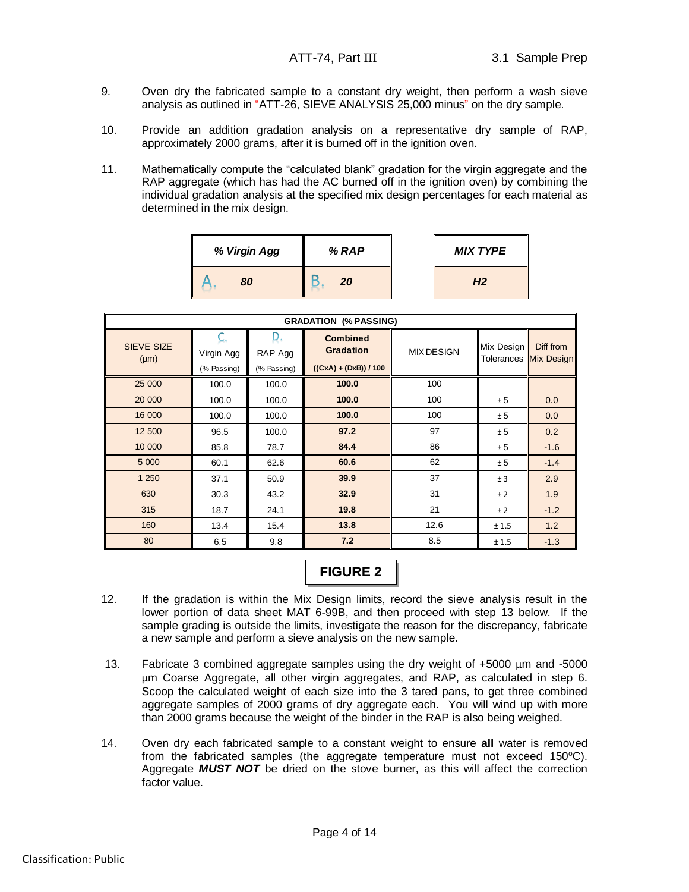9. Oven dry the fabricated sample to a constant dry weight, then perform a wash sieve analysis as outlined in "ATT-26, SIEVE ANALYSIS 25,000 minus" on the dry sample.

10. Provide an addition gradation analysis on a representative dry sample of RAP, approximately 2000 grams, after it is burned off in the ignition oven.

11. Mathematically compute the "calculated blank" gradation for the virgin aggregate and the RAP aggregate (which has had the AC burned off in the ignition oven) by combining the individual gradation analysis at the specified mix design percentages for each material as determined in the mix design.

| *% Virgin Agg* | *% RAP* |
|---|---|
| A. **80** | B. **20** |

| *MIX TYPE* |
|---|
| ***H2*** |

| GRADATION (% PASSING) | | | | | | |
|---|---|---|---|---|---|---|
| SIEVE SIZE (µm) | C. Virgin Agg (% Passing) | D. RAP Agg (% Passing) | **Combined Gradation ((CxA) + (DxB)) / 100** | MIX DESIGN | Mix Design Tolerances | Diff from Mix Design |
| 25 000 | 100.0 | 100.0 | **100.0** | 100 | | |
| 20 000 | 100.0 | 100.0 | **100.0** | 100 | ± 5 | 0.0 |
| 16 000 | 100.0 | 100.0 | **100.0** | 100 | ± 5 | 0.0 |
| 12 500 | 96.5 | 100.0 | **97.2** | 97 | ± 5 | 0.2 |
| 10 000 | 85.8 | 78.7 | **84.4** | 86 | ± 5 | -1.6 |
| 5 000 | 60.1 | 62.6 | **60.6** | 62 | ± 5 | -1.4 |
| 1 250 | 37.1 | 50.9 | **39.9** | 37 | ± 3 | 2.9 |
| 630 | 30.3 | 43.2 | **32.9** | 31 | ± 2 | 1.9 |
| 315 | 18.7 | 24.1 | **19.8** | 21 | ± 2 | -1.2 |
| 160 | 13.4 | 15.4 | **13.8** | 12.6 | ± 1.5 | 1.2 |
| 80 | 6.5 | 9.8 | **7.2** | 8.5 | ± 1.5 | -1.3 |

**FIGURE 2**

12. If the gradation is within the Mix Design limits, record the sieve analysis result in the lower portion of data sheet MAT 6-99B, and then proceed with step 13 below. If the sample grading is outside the limits, investigate the reason for the discrepancy, fabricate a new sample and perform a sieve analysis on the new sample.

13. Fabricate 3 combined aggregate samples using the dry weight of +5000 µm and -5000 µm Coarse Aggregate, all other virgin aggregates, and RAP, as calculated in step 6. Scoop the calculated weight of each size into the 3 tared pans, to get three combined aggregate samples of 2000 grams of dry aggregate each. You will wind up with more than 2000 grams because the weight of the binder in the RAP is also being weighed.

14. Oven dry each fabricated sample to a constant weight to ensure **all** water is removed from the fabricated samples (the aggregate temperature must not exceed 150°C). Aggregate ***MUST NOT*** be dried on the stove burner, as this will affect the correction factor value.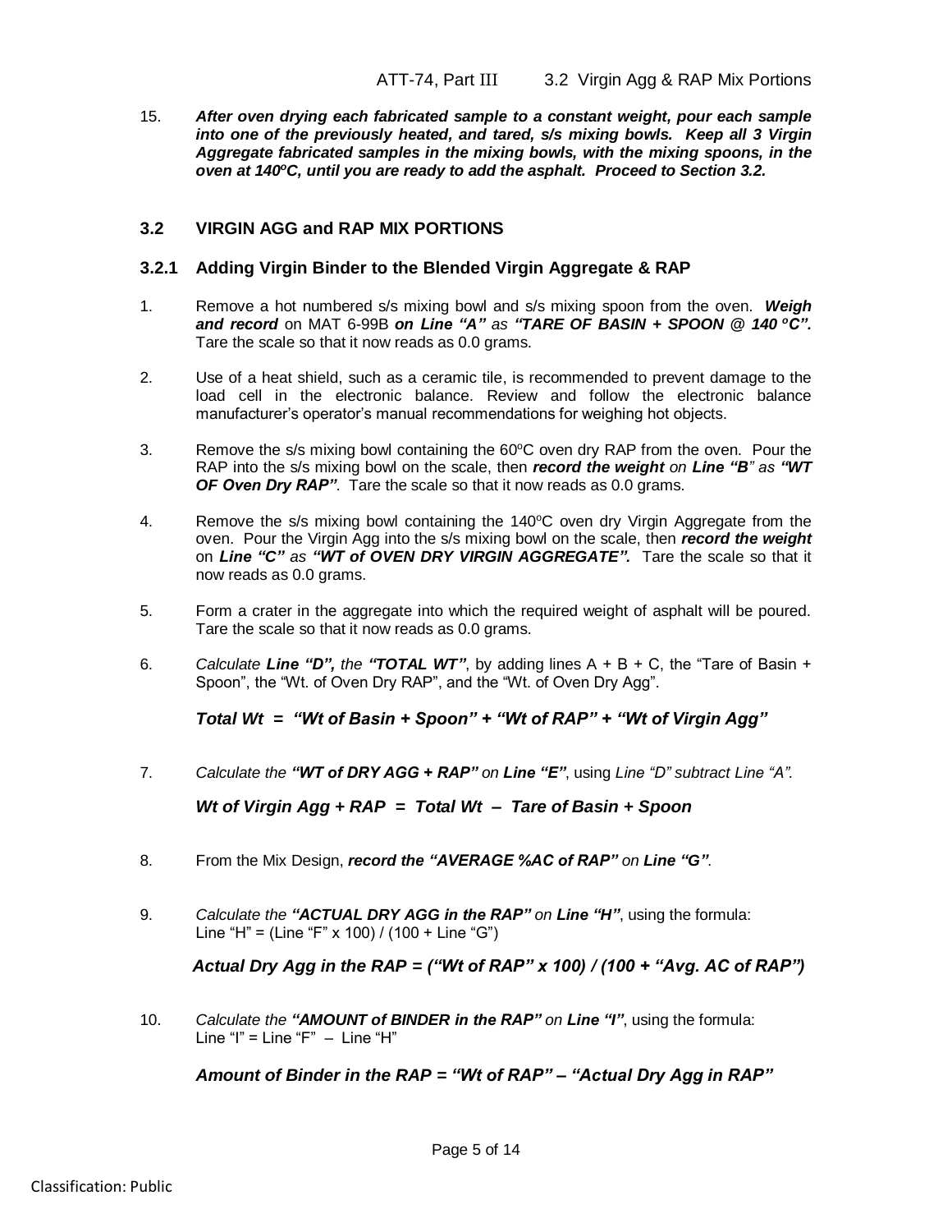15. ***After oven drying each fabricated sample to a constant weight, pour each sample into one of the previously heated, and tared, s/s mixing bowls. Keep all 3 Virgin Aggregate fabricated samples in the mixing bowls, with the mixing spoons, in the oven at 140°C, until you are ready to add the asphalt. Proceed to Section 3.2.***

## 3.2 VIRGIN AGG and RAP MIX PORTIONS

### 3.2.1 Adding Virgin Binder to the Blended Virgin Aggregate & RAP

1. Remove a hot numbered s/s mixing bowl and s/s mixing spoon from the oven. ***Weigh and record*** on MAT 6-99B ***on Line "A"*** *as* ***"TARE OF BASIN + SPOON @ 140 °C".*** Tare the scale so that it now reads as 0.0 grams.

2. Use of a heat shield, such as a ceramic tile, is recommended to prevent damage to the load cell in the electronic balance. Review and follow the electronic balance manufacturer's operator's manual recommendations for weighing hot objects.

3. Remove the s/s mixing bowl containing the 60°C oven dry RAP from the oven. Pour the RAP into the s/s mixing bowl on the scale, then ***record the weight*** *on* ***Line "B"*** *as* ***"WT OF Oven Dry RAP"***. Tare the scale so that it now reads as 0.0 grams.

4. Remove the s/s mixing bowl containing the 140°C oven dry Virgin Aggregate from the oven. Pour the Virgin Agg into the s/s mixing bowl on the scale, then ***record the weight*** on ***Line "C"*** *as* ***"WT of OVEN DRY VIRGIN AGGREGATE".*** Tare the scale so that it now reads as 0.0 grams.

5. Form a crater in the aggregate into which the required weight of asphalt will be poured. Tare the scale so that it now reads as 0.0 grams.

6. *Calculate* ***Line "D",*** *the* ***"TOTAL WT"***, by adding lines A + B + C, the "Tare of Basin + Spoon", the "Wt. of Oven Dry RAP", and the "Wt. of Oven Dry Agg".

   ***Total Wt = "Wt of Basin + Spoon" + "Wt of RAP" + "Wt of Virgin Agg"***

7. *Calculate the* ***"WT of DRY AGG + RAP"*** *on* ***Line "E"***, using *Line "D" subtract Line "A".*

   ***Wt of Virgin Agg + RAP = Total Wt – Tare of Basin + Spoon***

8. From the Mix Design, ***record the "AVERAGE %AC of RAP"*** *on* ***Line "G"***.

9. *Calculate the* ***"ACTUAL DRY AGG in the RAP"*** *on* ***Line "H"***, using the formula:
   Line "H" = (Line "F" x 100) / (100 + Line "G")

   ***Actual Dry Agg in the RAP = ("Wt of RAP" x 100) / (100 + "Avg. AC of RAP")***

10. *Calculate the* ***"AMOUNT of BINDER in the RAP"*** *on* ***Line "I"***, using the formula:
    Line "I" = Line "F" – Line "H"

    ***Amount of Binder in the RAP = "Wt of RAP" – "Actual Dry Agg in RAP"***

Classification: Public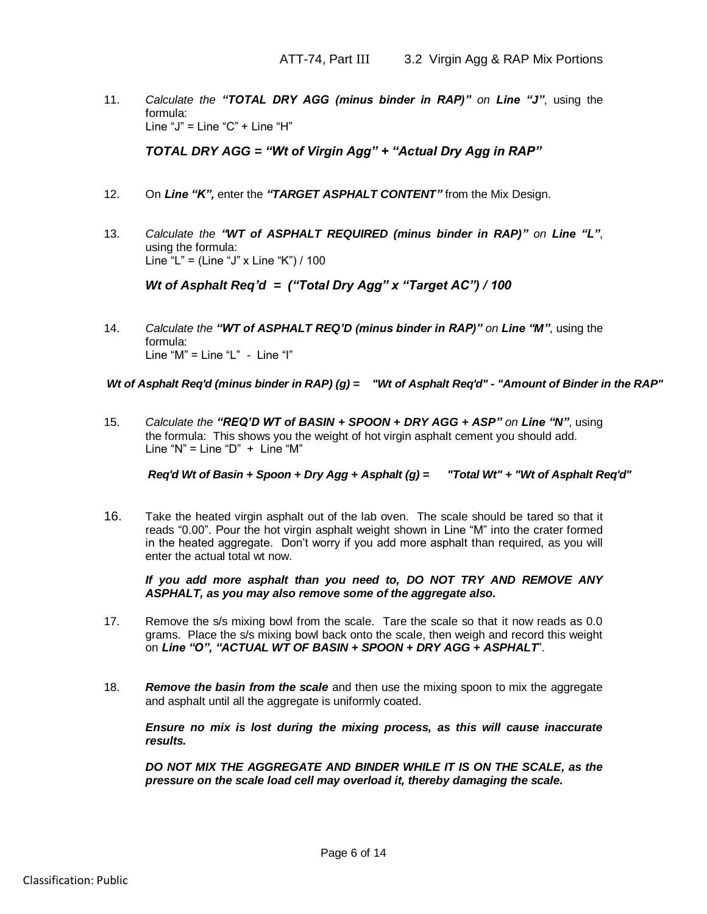11. *Calculate the **"TOTAL DRY AGG (minus binder in RAP)"** on **Line "J"***, using the formula:
    Line "J" = Line "C" + Line "H"

    ***TOTAL DRY AGG = "Wt of Virgin Agg" + "Actual Dry Agg in RAP"***

12. On ***Line "K",*** enter the ***"TARGET ASPHALT CONTENT"*** from the Mix Design.

13. *Calculate the **"WT of ASPHALT REQUIRED (minus binder in RAP)"** on **Line "L"***, using the formula:
    Line "L" = (Line "J" x Line "K") / 100

    ***Wt of Asphalt Req'd = ("Total Dry Agg" x "Target AC") / 100***

14. *Calculate the **"WT of ASPHALT REQ'D (minus binder in RAP)"** on **Line "M"***, using the formula:
    Line "M" = Line "L" - Line "I"

    ***Wt of Asphalt Req'd (minus binder in RAP) (g) = "Wt of Asphalt Req'd" - "Amount of Binder in the RAP"***

15. *Calculate the **"REQ'D WT of BASIN + SPOON + DRY AGG + ASP"** on **Line "N"***, using the formula: This shows you the weight of hot virgin asphalt cement you should add.
    Line "N" = Line "D" + Line "M"

    ***Req'd Wt of Basin + Spoon + Dry Agg + Asphalt (g) = "Total Wt" + "Wt of Asphalt Req'd"***

16. Take the heated virgin asphalt out of the lab oven. The scale should be tared so that it reads "0.00". Pour the hot virgin asphalt weight shown in Line "M" into the crater formed in the heated aggregate. Don't worry if you add more asphalt than required, as you will enter the actual total wt now.

    ***If you add more asphalt than you need to, DO NOT TRY AND REMOVE ANY ASPHALT, as you may also remove some of the aggregate also.***

17. Remove the s/s mixing bowl from the scale. Tare the scale so that it now reads as 0.0 grams. Place the s/s mixing bowl back onto the scale, then weigh and record this weight on ***Line "O", "ACTUAL WT OF BASIN + SPOON + DRY AGG + ASPHALT***".

18. ***Remove the basin from the scale*** and then use the mixing spoon to mix the aggregate and asphalt until all the aggregate is uniformly coated.

    ***Ensure no mix is lost during the mixing process, as this will cause inaccurate results.***

    ***DO NOT MIX THE AGGREGATE AND BINDER WHILE IT IS ON THE SCALE, as the pressure on the scale load cell may overload it, thereby damaging the scale.***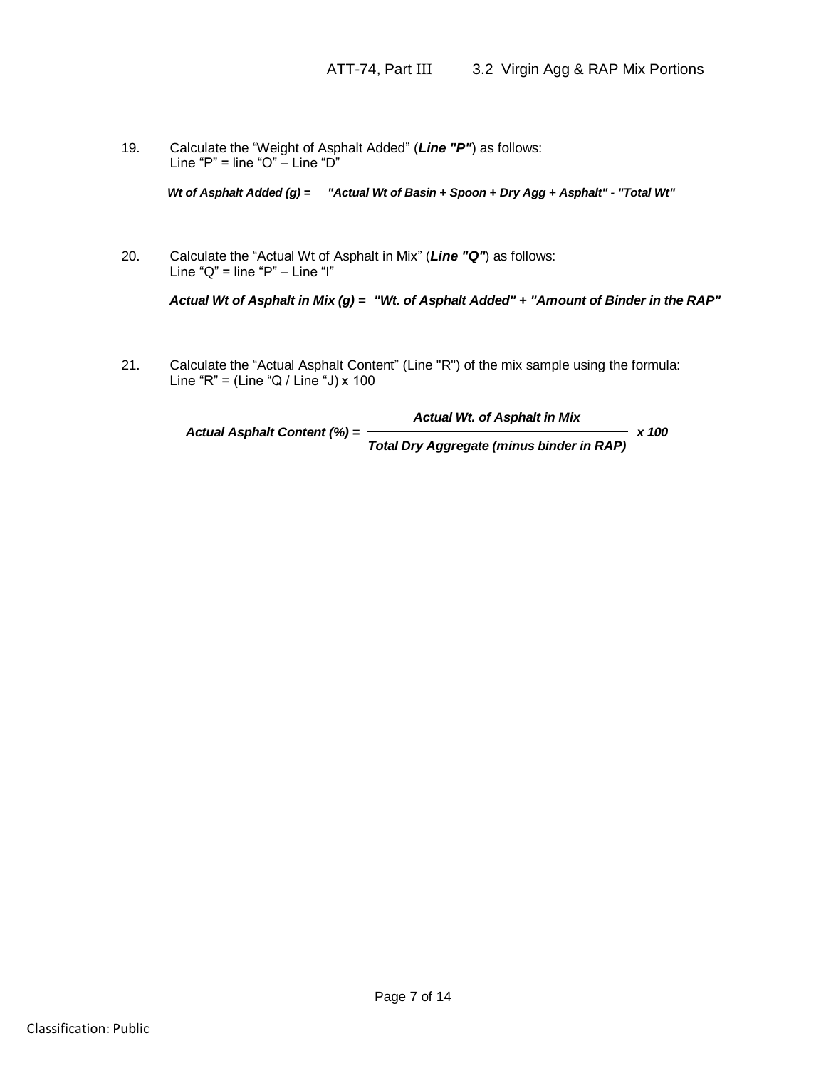19. Calculate the "Weight of Asphalt Added" (***Line "P"***) as follows:
    Line "P" = line "O" – Line "D"

    ***Wt of Asphalt Added (g) = "Actual Wt of Basin + Spoon + Dry Agg + Asphalt" - "Total Wt"***

20. Calculate the "Actual Wt of Asphalt in Mix" (***Line "Q"***) as follows:
    Line "Q" = line "P" – Line "I"

    ***Actual Wt of Asphalt in Mix (g) = "Wt. of Asphalt Added" + "Amount of Binder in the RAP"***

21. Calculate the "Actual Asphalt Content" (Line "R") of the mix sample using the formula:
    Line "R" = (Line "Q / Line "J) x 100

$$\textbf{Actual Asphalt Content (\%)} = \frac{\textbf{Actual Wt. of Asphalt in Mix}}{\textbf{Total Dry Aggregate (minus binder in RAP)}} \times 100$$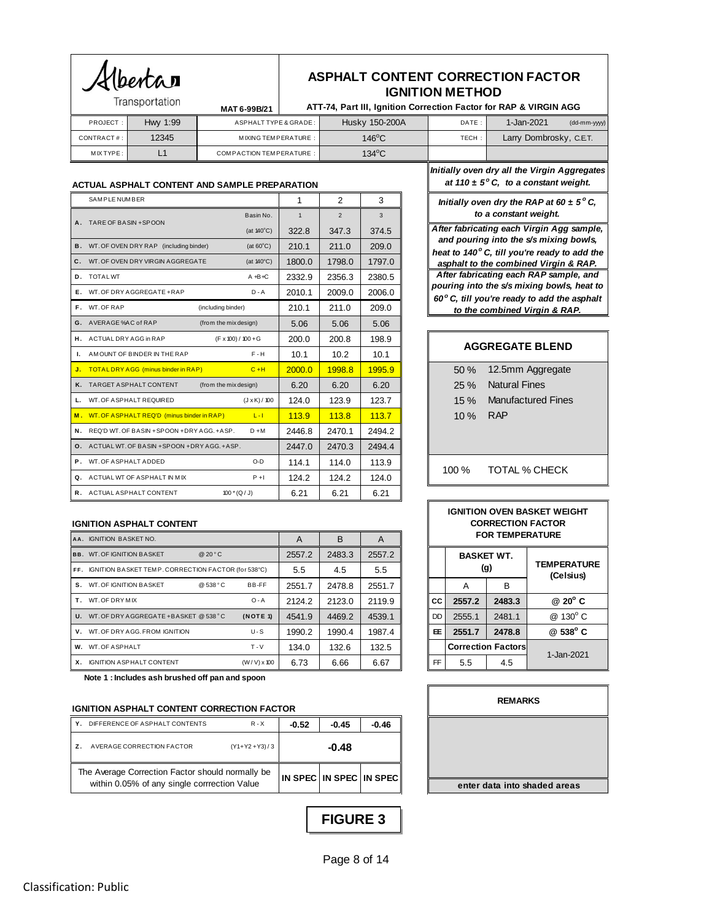Alberta Transportation

# ASPHALT CONTENT CORRECTION FACTOR IGNITION METHOD

**MAT 6-99B/21**

**ATT-74, Part III, Ignition Correction Factor for RAP & VIRGIN AGG**

| PROJECT : | Hwy 1:99 | ASPHALT TYPE & GRADE : | Husky 150-200A | DATE : | 1-Jan-2021 (dd-mm-yyyy) |
|---|---|---|---|---|---|
| CONTRACT # : | 12345 | MIXING TEMPERATURE : | 146°C | TECH : | Larry Dombrosky, C.E.T. |
| MIX TYPE : | L1 | COMPACTION TEMPERATURE : | 134°C | | |

### ACTUAL ASPHALT CONTENT AND SAMPLE PREPARATION

| | SAMPLE NUMBER | | | 1 | 2 | 3 |
|---|---|---|---|---|---|---|
| **A.** | TARE OF BASIN + SPOON | | Basin No. | 1 | 2 | 3 |
| | | | (at 140°C) | 322.8 | 347.3 | 374.5 |
| **B.** | WT. OF OVEN DRY RAP (including binder) | | (at 60°C) | 210.1 | 211.0 | 209.0 |
| **C.** | WT. OF OVEN DRY VIRGIN AGGREGATE | | (at 140°C) | 1800.0 | 1798.0 | 1797.0 |
| **D.** | TOTAL WT | | A + B + C | 2332.9 | 2356.3 | 2380.5 |
| **E.** | WT. OF DRY AGGREGATE + RAP | | D - A | 2010.1 | 2009.0 | 2006.0 |
| **F.** | WT. OF RAP | (including binder) | | 210.1 | 211.0 | 209.0 |
| **G.** | AVERAGE %AC of RAP | (from the mix design) | | 5.06 | 5.06 | 5.06 |
| **H.** | ACTUAL DRY AGG in RAP | | (F x 100) / 100 + G | 200.0 | 200.8 | 198.9 |
| **I.** | AMOUNT OF BINDER IN THE RAP | | F - H | 10.1 | 10.2 | 10.1 |
| **J.** | TOTAL DRY AGG (minus binder in RAP) | | C + H | 2000.0 | 1998.8 | 1995.9 |
| **K.** | TARGET ASPHALT CONTENT | (from the mix design) | | 6.20 | 6.20 | 6.20 |
| **L.** | WT. OF ASPHALT REQUIRED | | (J x K) / 100 | 124.0 | 123.9 | 123.7 |
| **M.** | WT. OF ASPHALT REQ'D (minus binder in RAP) | | L - I | 113.9 | 113.8 | 113.7 |
| **N.** | REQ'D WT. OF BASIN + SPOON + DRY AGG. + ASP. | | D + M | 2446.8 | 2470.1 | 2494.2 |
| **O.** | ACTUAL WT. OF BASIN + SPOON + DRY AGG. + ASP. | | | 2447.0 | 2470.3 | 2494.4 |
| **P.** | WT. OF ASPHALT ADDED | | O-D | 114.1 | 114.0 | 113.9 |
| **Q.** | ACTUAL WT OF ASPHALT IN MIX | | P + I | 124.2 | 124.2 | 124.0 |
| **R.** | ACTUAL ASPHALT CONTENT | | 100 * (Q / J) | 6.21 | 6.21 | 6.21 |

*Initially oven dry all the Virgin Aggregates at 110 ± 5° C, to a constant weight.*

*Initially oven dry the RAP at 60 ± 5° C, to a constant weight.*

*After fabricating each Virgin Agg sample, and pouring into the s/s mixing bowls, heat to 140° C, till you're ready to add the asphalt to the combined Virgin & RAP.*

*After fabricating each RAP sample, and pouring into the s/s mixing bowls, heat to 60° C, till you're ready to add the asphalt to the combined Virgin & RAP.*

### AGGREGATE BLEND

| % | Material |
|---|---|
| 50 % | 12.5mm Aggregate |
| 25 % | Natural Fines |
| 15 % | Manufactured Fines |
| 10 % | RAP |
| 100 % | TOTAL % CHECK |

### IGNITION ASPHALT CONTENT

| | | | | A | B | A |
|---|---|---|---|---|---|---|
| **AA.** | IGNITION BASKET NO. | | | A | B | A |
| **BB.** | WT. OF IGNITION BASKET | @ 20 °C | | 2557.2 | 2483.3 | 2557.2 |
| **FF.** | IGNITION BASKET TEMP. CORRECTION FACTOR (for 538°C) | | | 5.5 | 4.5 | 5.5 |
| **S.** | WT. OF IGNITION BASKET | @ 538 °C | BB-FF | 2551.7 | 2478.8 | 2551.7 |
| **T.** | WT. OF DRY MIX | | O - A | 2124.2 | 2123.0 | 2119.9 |
| **U.** | WT. OF DRY AGGREGATE + BASKET @ 538 °C | | (NOTE 1) | 4541.9 | 4469.2 | 4539.1 |
| **V.** | WT. OF DRY AGG. FROM IGNITION | | U - S | 1990.2 | 1990.4 | 1987.4 |
| **W.** | WT. OF ASPHALT | | T - V | 134.0 | 132.6 | 132.5 |
| **X.** | IGNITION ASPHALT CONTENT | | (W / V) x 100 | 6.73 | 6.66 | 6.67 |

**Note 1 : Includes ash brushed off pan and spoon**

### IGNITION OVEN BASKET WEIGHT CORRECTION FACTOR FOR TEMPERATURE

| | BASKET WT. (g) | | TEMPERATURE (Celsius) |
|---|---|---|---|
| | A | B | |
| **CC** | **2557.2** | **2483.3** | **@ 20° C** |
| DD | 2555.1 | 2481.1 | @ 130° C |
| **EE** | **2551.7** | **2478.8** | **@ 538° C** |
| | Correction Factors | | 1-Jan-2021 |
| FF | 5.5 | 4.5 | |

### IGNITION ASPHALT CONTENT CORRECTION FACTOR

| | | | | | |
|---|---|---|---|---|---|
| **Y.** | DIFFERENCE OF ASPHALT CONTENTS | R - X | -0.52 | -0.45 | -0.46 |
| **Z.** | AVERAGE CORRECTION FACTOR | (Y1+Y2+Y3) / 3 | | -0.48 | |
| The Average Correction Factor should normally be within 0.05% of any single corrrection Value | | | IN SPEC | IN SPEC | IN SPEC |

### REMARKS

enter data into shaded areas

**FIGURE 3**

Classification: Public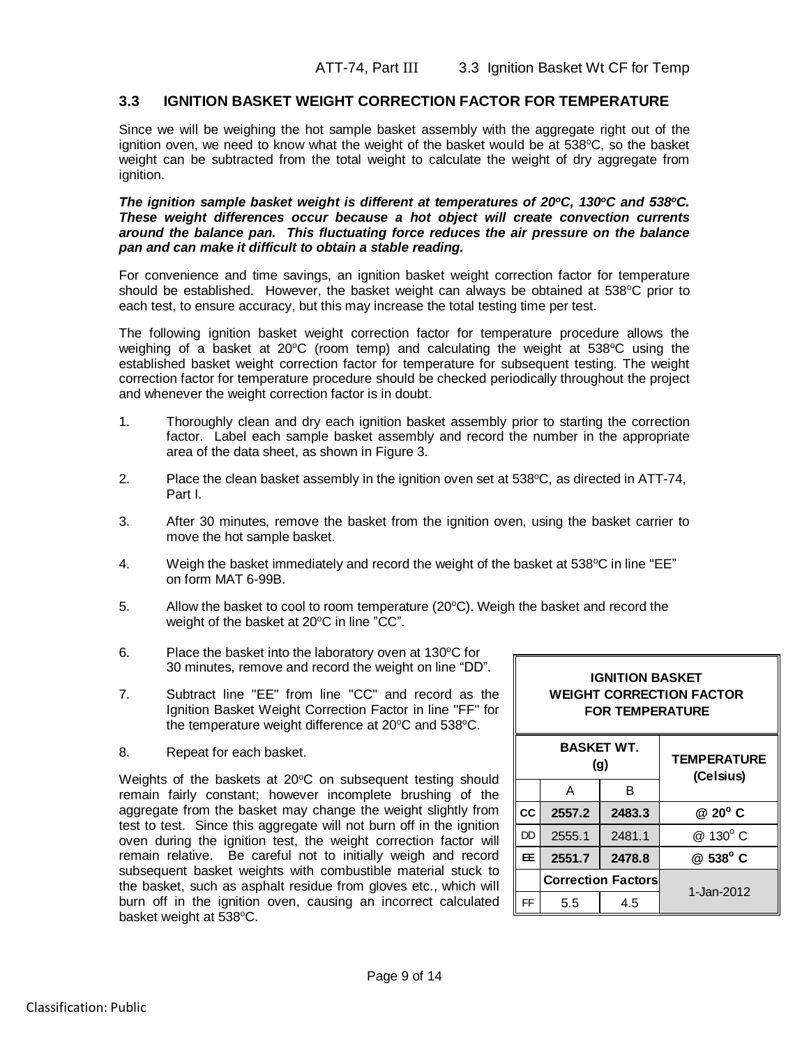### 3.3 IGNITION BASKET WEIGHT CORRECTION FACTOR FOR TEMPERATURE

Since we will be weighing the hot sample basket assembly with the aggregate right out of the ignition oven, we need to know what the weight of the basket would be at 538°C, so the basket weight can be subtracted from the total weight to calculate the weight of dry aggregate from ignition.

***The ignition sample basket weight is different at temperatures of 20°C, 130°C and 538°C. These weight differences occur because a hot object will create convection currents around the balance pan. This fluctuating force reduces the air pressure on the balance pan and can make it difficult to obtain a stable reading.***

For convenience and time savings, an ignition basket weight correction factor for temperature should be established. However, the basket weight can always be obtained at 538°C prior to each test, to ensure accuracy, but this may increase the total testing time per test.

The following ignition basket weight correction factor for temperature procedure allows the weighing of a basket at 20°C (room temp) and calculating the weight at 538°C using the established basket weight correction factor for temperature for subsequent testing. The weight correction factor for temperature procedure should be checked periodically throughout the project and whenever the weight correction factor is in doubt.

1. Thoroughly clean and dry each ignition basket assembly prior to starting the correction factor. Label each sample basket assembly and record the number in the appropriate area of the data sheet, as shown in Figure 3.
2. Place the clean basket assembly in the ignition oven set at 538°C, as directed in ATT-74, Part I.
3. After 30 minutes, remove the basket from the ignition oven, using the basket carrier to move the hot sample basket.
4. Weigh the basket immediately and record the weight of the basket at 538°C in line "EE" on form MAT 6-99B.
5. Allow the basket to cool to room temperature (20°C). Weigh the basket and record the weight of the basket at 20°C in line "CC".
6. Place the basket into the laboratory oven at 130°C for 30 minutes, remove and record the weight on line "DD".
7. Subtract line "EE" from line "CC" and record as the Ignition Basket Weight Correction Factor in line "FF" for the temperature weight difference at 20°C and 538°C.
8. Repeat for each basket.

Weights of the baskets at 20°C on subsequent testing should remain fairly constant; however incomplete brushing of the aggregate from the basket may change the weight slightly from test to test. Since this aggregate will not burn off in the ignition oven during the ignition test, the weight correction factor will remain relative. Be careful not to initially weigh and record subsequent basket weights with combustible material stuck to the basket, such as asphalt residue from gloves etc., which will burn off in the ignition oven, causing an incorrect calculated basket weight at 538°C.

| IGNITION BASKET WEIGHT CORRECTION FACTOR FOR TEMPERATURE | | | |
|---|---|---|---|
| | BASKET WT. (g) | | TEMPERATURE (Celsius) |
| | A | B | |
| CC | **2557.2** | **2483.3** | **@ 20° C** |
| DD | 2555.1 | 2481.1 | @ 130° C |
| EE | **2551.7** | **2478.8** | **@ 538° C** |
| | **Correction Factors** | | 1-Jan-2012 |
| FF | 5.5 | 4.5 | |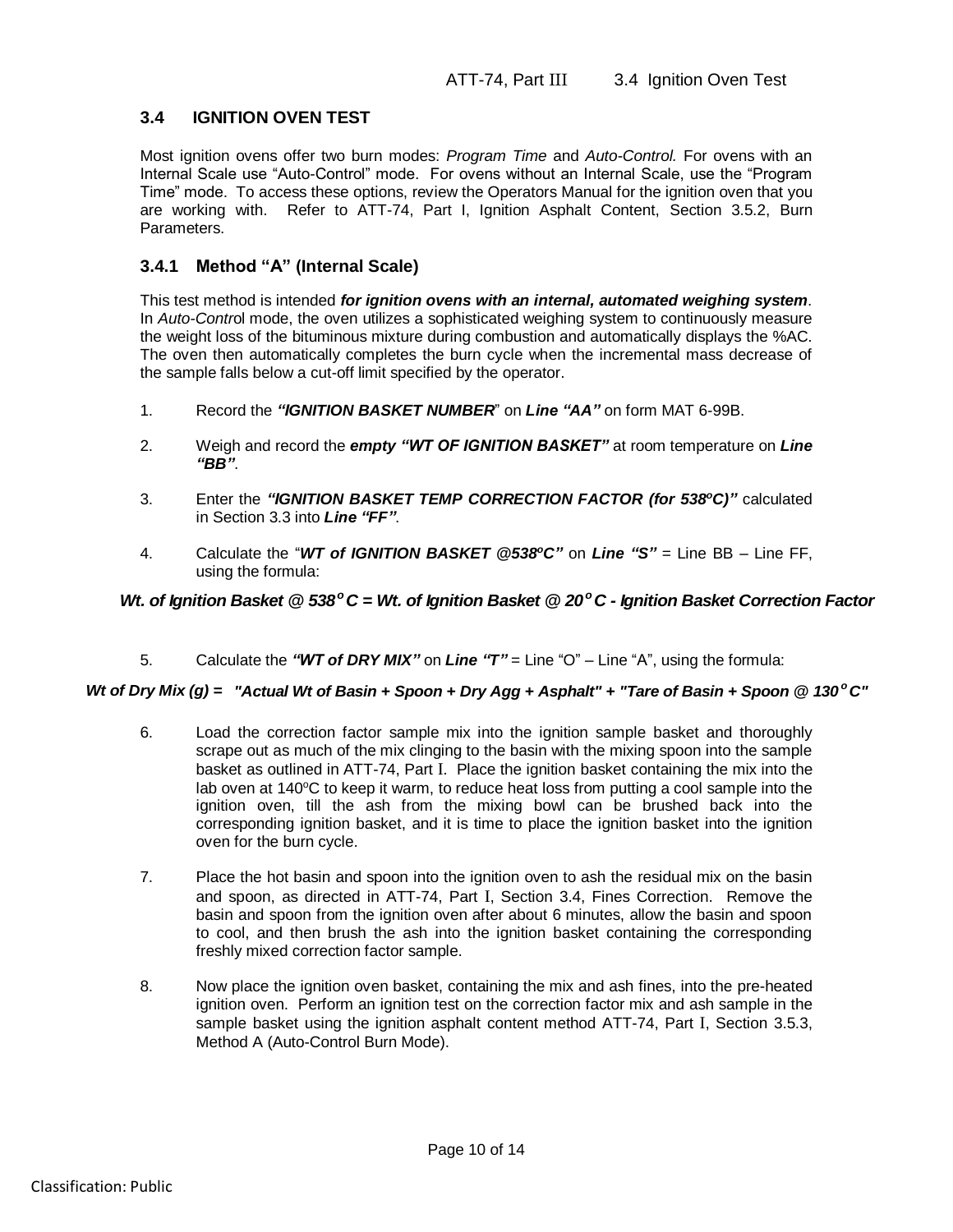## 3.4 IGNITION OVEN TEST

Most ignition ovens offer two burn modes: *Program Time* and *Auto-Control.* For ovens with an Internal Scale use "Auto-Control" mode. For ovens without an Internal Scale, use the "Program Time" mode. To access these options, review the Operators Manual for the ignition oven that you are working with. Refer to ATT-74, Part I, Ignition Asphalt Content, Section 3.5.2, Burn Parameters.

### 3.4.1 Method "A" (Internal Scale)

This test method is intended ***for ignition ovens with an internal, automated weighing system***. In *Auto-Contro*l mode, the oven utilizes a sophisticated weighing system to continuously measure the weight loss of the bituminous mixture during combustion and automatically displays the %AC. The oven then automatically completes the burn cycle when the incremental mass decrease of the sample falls below a cut-off limit specified by the operator.

1. Record the ***"IGNITION BASKET NUMBER***" on ***Line "AA"*** on form MAT 6-99B.

2. Weigh and record the ***empty "WT OF IGNITION BASKET"*** at room temperature on ***Line "BB"***.

3. Enter the ***"IGNITION BASKET TEMP CORRECTION FACTOR (for 538ºC)"*** calculated in Section 3.3 into ***Line "FF"***.

4. Calculate the "***WT of IGNITION BASKET @538ºC"*** on ***Line "S"*** = Line BB – Line FF, using the formula:

***Wt. of Ignition Basket @ 538ºC = Wt. of Ignition Basket @ 20ºC - Ignition Basket Correction Factor***

5. Calculate the ***"WT of DRY MIX"*** on ***Line "T"*** = Line "O" – Line "A", using the formula:

***Wt of Dry Mix (g) = "Actual Wt of Basin + Spoon + Dry Agg + Asphalt" + "Tare of Basin + Spoon @ 130ºC"***

6. Load the correction factor sample mix into the ignition sample basket and thoroughly scrape out as much of the mix clinging to the basin with the mixing spoon into the sample basket as outlined in ATT-74, Part I. Place the ignition basket containing the mix into the lab oven at 140ºC to keep it warm, to reduce heat loss from putting a cool sample into the ignition oven, till the ash from the mixing bowl can be brushed back into the corresponding ignition basket, and it is time to place the ignition basket into the ignition oven for the burn cycle.

7. Place the hot basin and spoon into the ignition oven to ash the residual mix on the basin and spoon, as directed in ATT-74, Part I, Section 3.4, Fines Correction. Remove the basin and spoon from the ignition oven after about 6 minutes, allow the basin and spoon to cool, and then brush the ash into the ignition basket containing the corresponding freshly mixed correction factor sample.

8. Now place the ignition oven basket, containing the mix and ash fines, into the pre-heated ignition oven. Perform an ignition test on the correction factor mix and ash sample in the sample basket using the ignition asphalt content method ATT-74, Part I, Section 3.5.3, Method A (Auto-Control Burn Mode).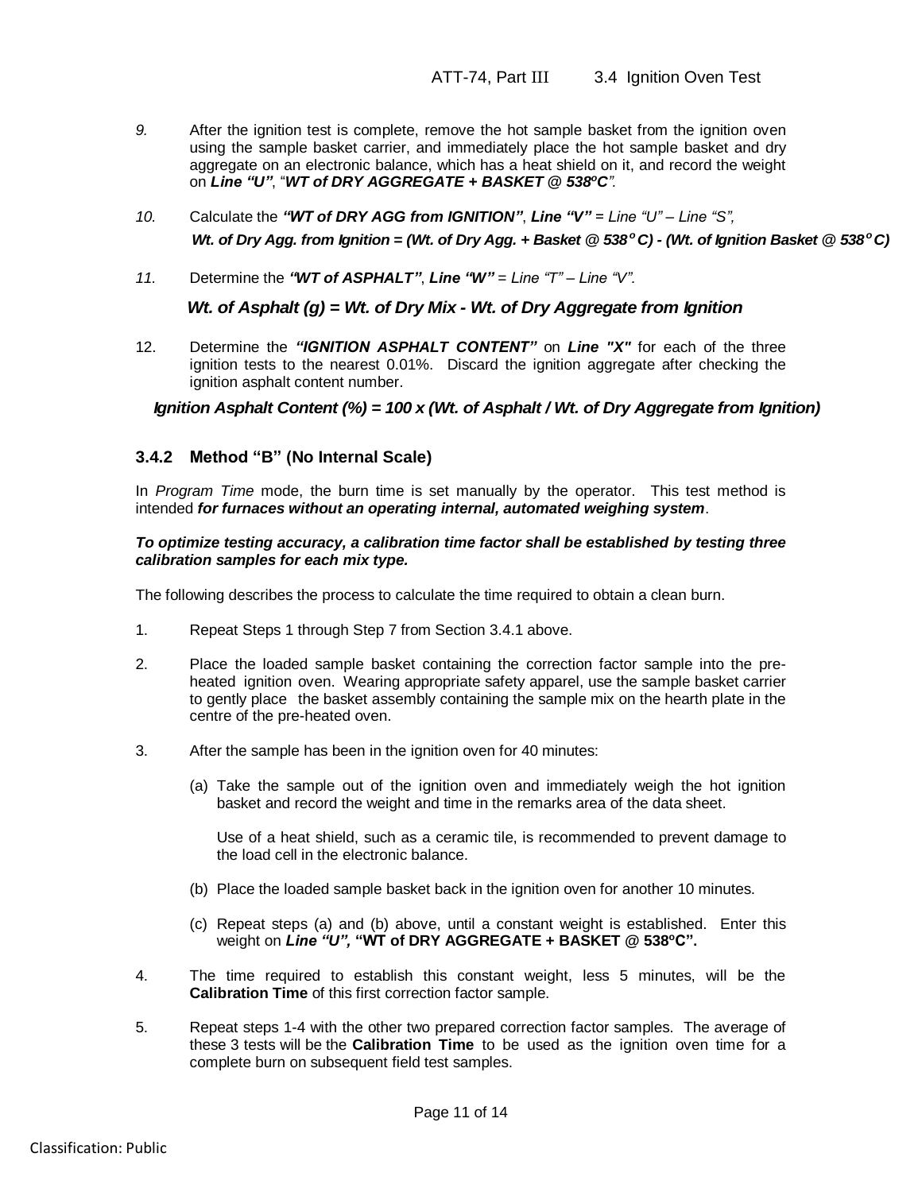9. After the ignition test is complete, remove the hot sample basket from the ignition oven using the sample basket carrier, and immediately place the hot sample basket and dry aggregate on an electronic balance, which has a heat shield on it, and record the weight on ***Line "U"***, "***WT of DRY AGGREGATE + BASKET @ 538ºC***".

10. Calculate the ***"WT of DRY AGG from IGNITION"***, ***Line "V"*** = *Line "U" – Line "S"*,

    ***Wt. of Dry Agg. from Ignition = (Wt. of Dry Agg. + Basket @ 538°C) - (Wt. of Ignition Basket @ 538°C)***

11. Determine the ***"WT of ASPHALT"***, ***Line "W"*** = *Line "T" – Line "V"*.

    ***Wt. of Asphalt (g) = Wt. of Dry Mix - Wt. of Dry Aggregate from Ignition***

12. Determine the ***"IGNITION ASPHALT CONTENT"*** on ***Line "X"*** for each of the three ignition tests to the nearest 0.01%. Discard the ignition aggregate after checking the ignition asphalt content number.

    ***Ignition Asphalt Content (%) = 100 x (Wt. of Asphalt / Wt. of Dry Aggregate from Ignition)***

### 3.4.2 Method "B" (No Internal Scale)

In *Program Time* mode, the burn time is set manually by the operator. This test method is intended ***for furnaces without an operating internal, automated weighing system***.

***To optimize testing accuracy, a calibration time factor shall be established by testing three calibration samples for each mix type.***

The following describes the process to calculate the time required to obtain a clean burn.

1. Repeat Steps 1 through Step 7 from Section 3.4.1 above.

2. Place the loaded sample basket containing the correction factor sample into the pre-heated ignition oven. Wearing appropriate safety apparel, use the sample basket carrier to gently place the basket assembly containing the sample mix on the hearth plate in the centre of the pre-heated oven.

3. After the sample has been in the ignition oven for 40 minutes:

   (a) Take the sample out of the ignition oven and immediately weigh the hot ignition basket and record the weight and time in the remarks area of the data sheet.

   Use of a heat shield, such as a ceramic tile, is recommended to prevent damage to the load cell in the electronic balance.

   (b) Place the loaded sample basket back in the ignition oven for another 10 minutes.

   (c) Repeat steps (a) and (b) above, until a constant weight is established. Enter this weight on ***Line "U",*** **"WT of DRY AGGREGATE + BASKET @ 538ºC".**

4. The time required to establish this constant weight, less 5 minutes, will be the **Calibration Time** of this first correction factor sample.

5. Repeat steps 1-4 with the other two prepared correction factor samples. The average of these 3 tests will be the **Calibration Time** to be used as the ignition oven time for a complete burn on subsequent field test samples.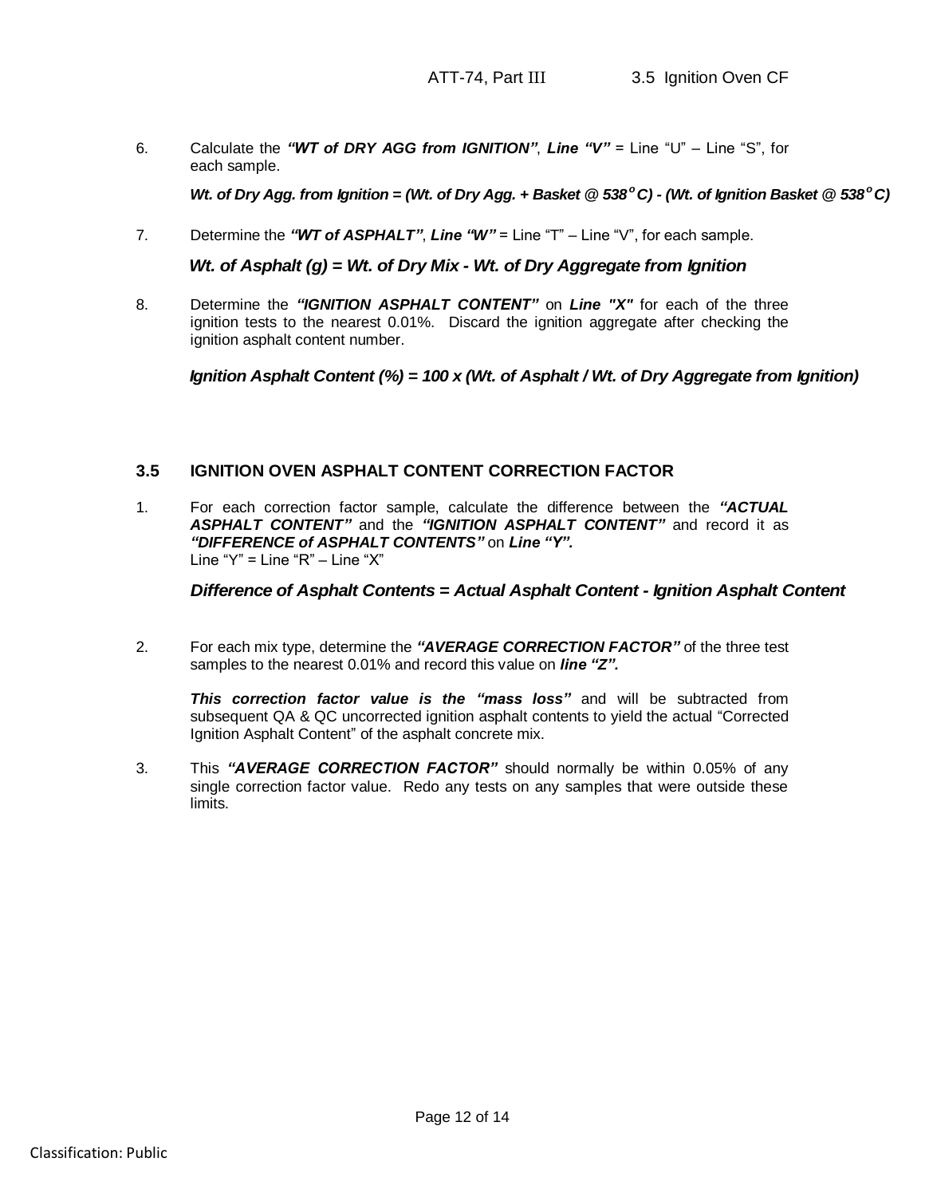6. Calculate the ***"WT of DRY AGG from IGNITION"***, ***Line "V"*** = Line "U" – Line "S", for each sample.

   ***Wt. of Dry Agg. from Ignition = (Wt. of Dry Agg. + Basket @ 538$^{o}$C) - (Wt. of Ignition Basket @ 538$^{o}$C)***

7. Determine the ***"WT of ASPHALT"***, ***Line "W"*** = Line "T" – Line "V", for each sample.

   ***Wt. of Asphalt (g) = Wt. of Dry Mix - Wt. of Dry Aggregate from Ignition***

8. Determine the ***"IGNITION ASPHALT CONTENT"*** on ***Line "X"*** for each of the three ignition tests to the nearest 0.01%. Discard the ignition aggregate after checking the ignition asphalt content number.

   ***Ignition Asphalt Content (%) = 100 x (Wt. of Asphalt / Wt. of Dry Aggregate from Ignition)***

## 3.5 IGNITION OVEN ASPHALT CONTENT CORRECTION FACTOR

1. For each correction factor sample, calculate the difference between the ***"ACTUAL ASPHALT CONTENT"*** and the ***"IGNITION ASPHALT CONTENT"*** and record it as ***"DIFFERENCE of ASPHALT CONTENTS"*** on ***Line "Y".***
   Line "Y" = Line "R" – Line "X"

   ***Difference of Asphalt Contents = Actual Asphalt Content - Ignition Asphalt Content***

2. For each mix type, determine the ***"AVERAGE CORRECTION FACTOR"*** of the three test samples to the nearest 0.01% and record this value on ***line "Z".***

   ***This correction factor value is the "mass loss"*** and will be subtracted from subsequent QA & QC uncorrected ignition asphalt contents to yield the actual "Corrected Ignition Asphalt Content" of the asphalt concrete mix.

3. This ***"AVERAGE CORRECTION FACTOR"*** should normally be within 0.05% of any single correction factor value. Redo any tests on any samples that were outside these limits.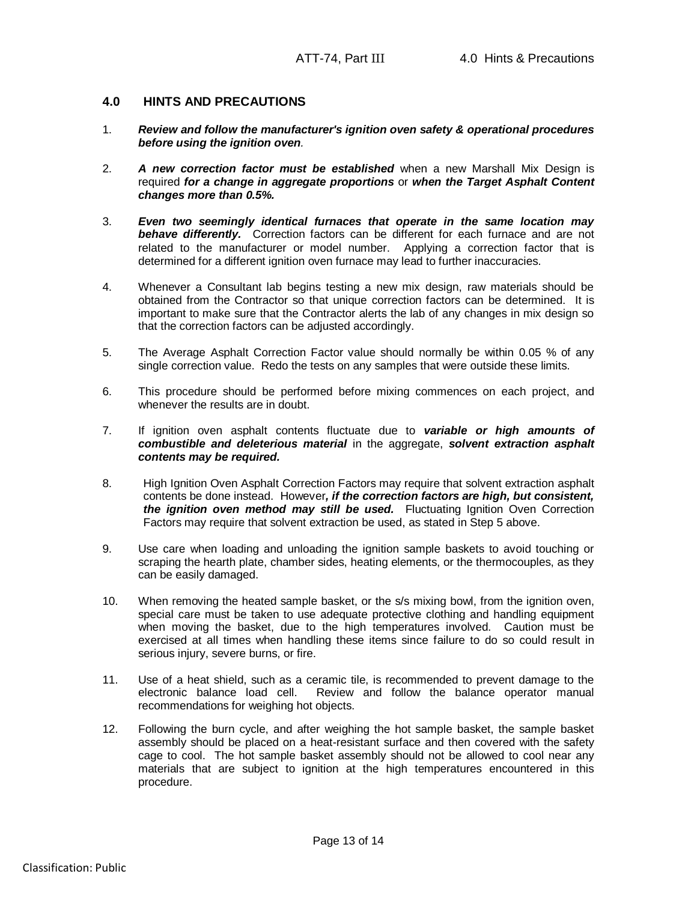## 4.0 HINTS AND PRECAUTIONS

1. ***Review and follow the manufacturer's ignition oven safety & operational procedures before using the ignition oven**.*

2. ***A new correction factor must be established*** when a new Marshall Mix Design is required ***for a change in aggregate proportions*** or ***when the Target Asphalt Content changes more than 0.5%.***

3. ***Even two seemingly identical furnaces that operate in the same location may behave differently.*** Correction factors can be different for each furnace and are not related to the manufacturer or model number. Applying a correction factor that is determined for a different ignition oven furnace may lead to further inaccuracies.

4. Whenever a Consultant lab begins testing a new mix design, raw materials should be obtained from the Contractor so that unique correction factors can be determined. It is important to make sure that the Contractor alerts the lab of any changes in mix design so that the correction factors can be adjusted accordingly.

5. The Average Asphalt Correction Factor value should normally be within 0.05 % of any single correction value. Redo the tests on any samples that were outside these limits.

6. This procedure should be performed before mixing commences on each project, and whenever the results are in doubt.

7. If ignition oven asphalt contents fluctuate due to ***variable or high amounts of combustible and deleterious material*** in the aggregate, ***solvent extraction asphalt contents may be required.***

8. High Ignition Oven Asphalt Correction Factors may require that solvent extraction asphalt contents be done instead. However***, if the correction factors are high, but consistent, the ignition oven method may still be used.*** Fluctuating Ignition Oven Correction Factors may require that solvent extraction be used, as stated in Step 5 above.

9. Use care when loading and unloading the ignition sample baskets to avoid touching or scraping the hearth plate, chamber sides, heating elements, or the thermocouples, as they can be easily damaged.

10. When removing the heated sample basket, or the s/s mixing bowl, from the ignition oven, special care must be taken to use adequate protective clothing and handling equipment when moving the basket, due to the high temperatures involved. Caution must be exercised at all times when handling these items since failure to do so could result in serious injury, severe burns, or fire.

11. Use of a heat shield, such as a ceramic tile, is recommended to prevent damage to the electronic balance load cell. Review and follow the balance operator manual recommendations for weighing hot objects.

12. Following the burn cycle, and after weighing the hot sample basket, the sample basket assembly should be placed on a heat-resistant surface and then covered with the safety cage to cool. The hot sample basket assembly should not be allowed to cool near any materials that are subject to ignition at the high temperatures encountered in this procedure.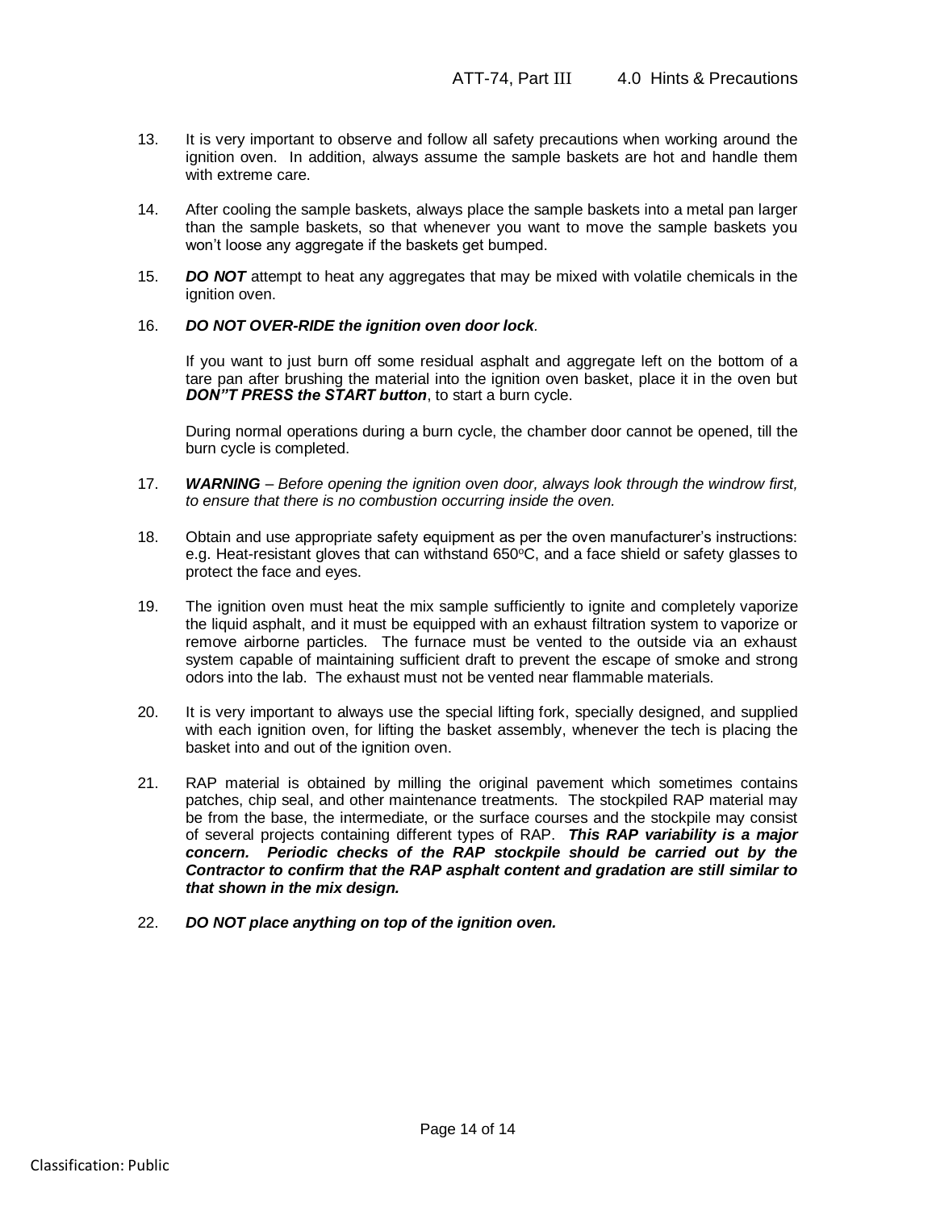13. It is very important to observe and follow all safety precautions when working around the ignition oven. In addition, always assume the sample baskets are hot and handle them with extreme care.

14. After cooling the sample baskets, always place the sample baskets into a metal pan larger than the sample baskets, so that whenever you want to move the sample baskets you won't loose any aggregate if the baskets get bumped.

15. ***DO NOT*** attempt to heat any aggregates that may be mixed with volatile chemicals in the ignition oven.

16. ***DO NOT OVER-RIDE the ignition oven door lock***.

    If you want to just burn off some residual asphalt and aggregate left on the bottom of a tare pan after brushing the material into the ignition oven basket, place it in the oven but ***DON"T PRESS the START button***, to start a burn cycle.

    During normal operations during a burn cycle, the chamber door cannot be opened, till the burn cycle is completed.

17. ***WARNING*** *– Before opening the ignition oven door, always look through the windrow first, to ensure that there is no combustion occurring inside the oven.*

18. Obtain and use appropriate safety equipment as per the oven manufacturer's instructions: e.g. Heat-resistant gloves that can withstand 650$^{o}$C, and a face shield or safety glasses to protect the face and eyes.

19. The ignition oven must heat the mix sample sufficiently to ignite and completely vaporize the liquid asphalt, and it must be equipped with an exhaust filtration system to vaporize or remove airborne particles. The furnace must be vented to the outside via an exhaust system capable of maintaining sufficient draft to prevent the escape of smoke and strong odors into the lab. The exhaust must not be vented near flammable materials.

20. It is very important to always use the special lifting fork, specially designed, and supplied with each ignition oven, for lifting the basket assembly, whenever the tech is placing the basket into and out of the ignition oven.

21. RAP material is obtained by milling the original pavement which sometimes contains patches, chip seal, and other maintenance treatments. The stockpiled RAP material may be from the base, the intermediate, or the surface courses and the stockpile may consist of several projects containing different types of RAP. ***This RAP variability is a major concern. Periodic checks of the RAP stockpile should be carried out by the Contractor to confirm that the RAP asphalt content and gradation are still similar to that shown in the mix design.***

22. ***DO NOT place anything on top of the ignition oven.***